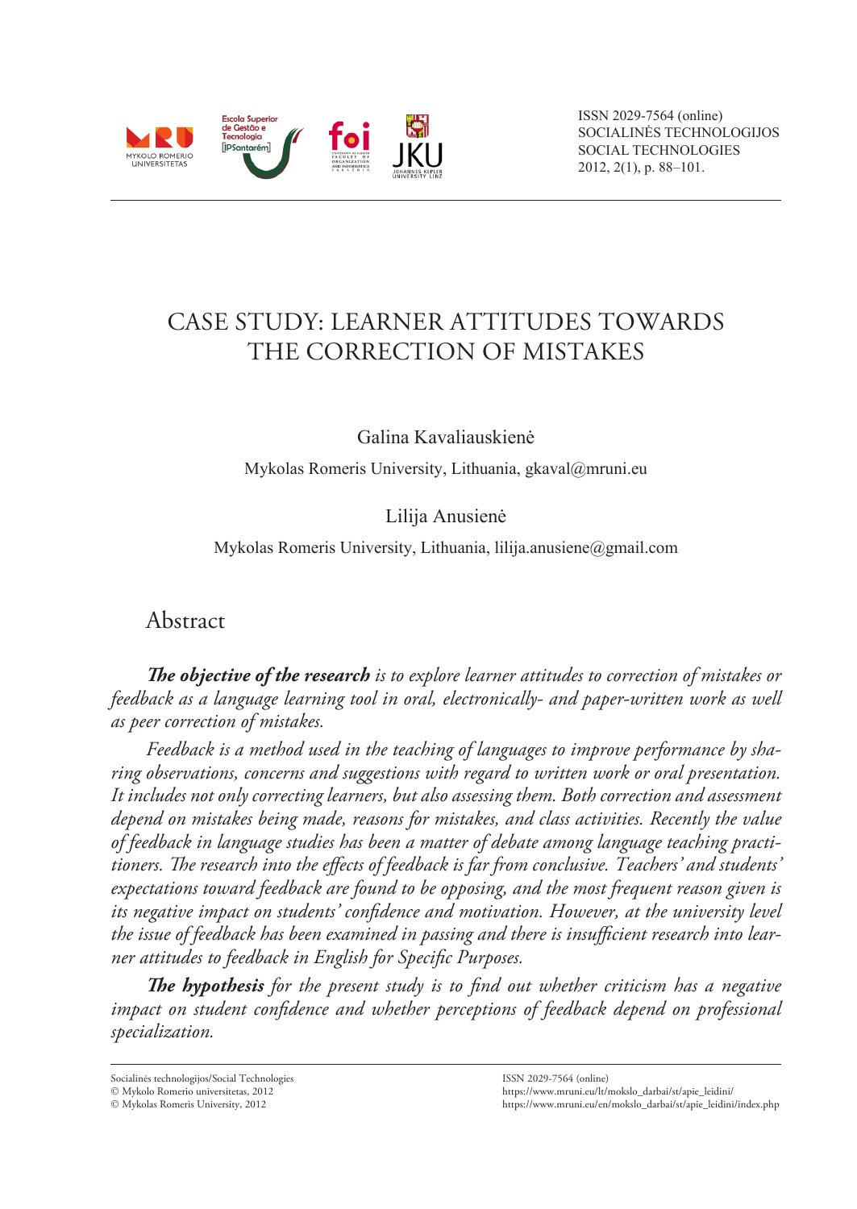# CASE STUDY: LEARNER ATTITUDES TOWARDS THE CORRECTION OF MISTAKES

Galina Kavaliauskienė

Mykolas Romeris University, Lithuania, gkaval@mruni.eu

Lilija Anusienė

Mykolas Romeris University, Lithuania, lilija.anusiene@gmail.com

## Abstract

***The objective of the research*** *is to explore learner attitudes to correction of mistakes or feedback as a language learning tool in oral, electronically- and paper-written work as well as peer correction of mistakes.*

*Feedback is a method used in the teaching of languages to improve performance by sharing observations, concerns and suggestions with regard to written work or oral presentation. It includes not only correcting learners, but also assessing them. Both correction and assessment depend on mistakes being made, reasons for mistakes, and class activities. Recently the value of feedback in language studies has been a matter of debate among language teaching practitioners. The research into the effects of feedback is far from conclusive. Teachers' and students' expectations toward feedback are found to be opposing, and the most frequent reason given is its negative impact on students' confidence and motivation. However, at the university level the issue of feedback has been examined in passing and there is insufficient research into learner attitudes to feedback in English for Specific Purposes.*

***The hypothesis*** *for the present study is to find out whether criticism has a negative impact on student confidence and whether perceptions of feedback depend on professional specialization.*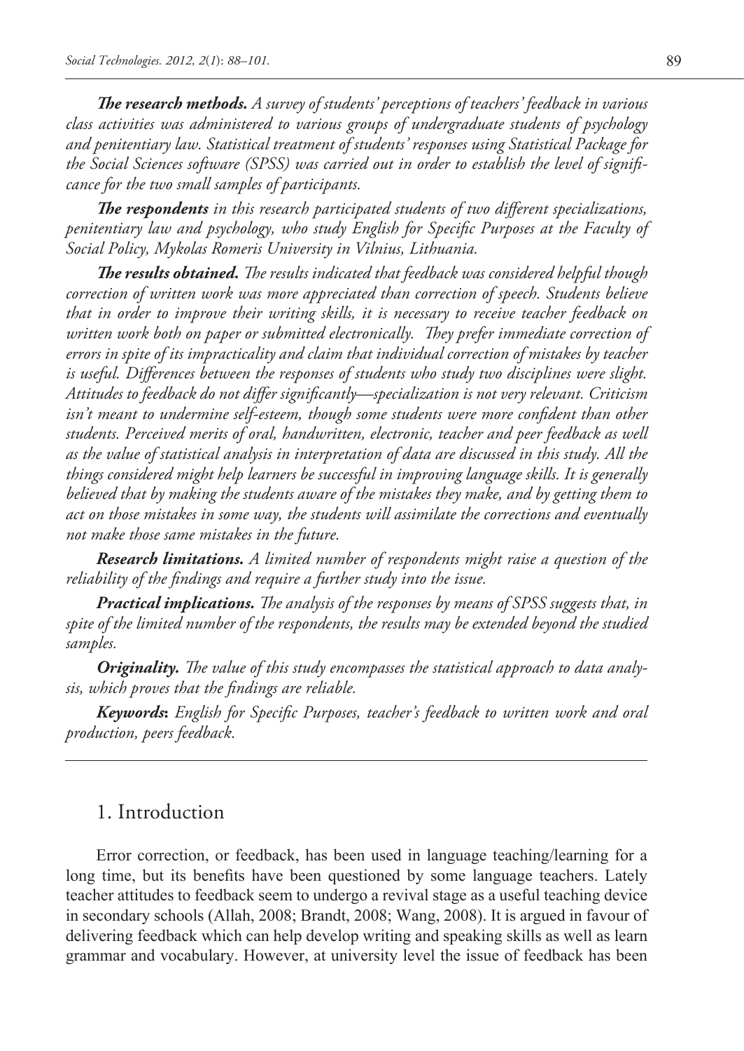***The research methods.*** *A survey of students' perceptions of teachers' feedback in various class activities was administered to various groups of undergraduate students of psychology and penitentiary law. Statistical treatment of students' responses using Statistical Package for the Social Sciences software (SPSS) was carried out in order to establish the level of significance for the two small samples of participants.*

***The respondents*** *in this research participated students of two different specializations, penitentiary law and psychology, who study English for Specific Purposes at the Faculty of Social Policy, Mykolas Romeris University in Vilnius, Lithuania.*

***The results obtained.*** *The results indicated that feedback was considered helpful though correction of written work was more appreciated than correction of speech. Students believe that in order to improve their writing skills, it is necessary to receive teacher feedback on written work both on paper or submitted electronically. They prefer immediate correction of errors in spite of its impracticality and claim that individual correction of mistakes by teacher is useful. Differences between the responses of students who study two disciplines were slight. Attitudes to feedback do not differ significantly—specialization is not very relevant. Criticism isn't meant to undermine self-esteem, though some students were more confident than other students. Perceived merits of oral, handwritten, electronic, teacher and peer feedback as well as the value of statistical analysis in interpretation of data are discussed in this study. All the things considered might help learners be successful in improving language skills. It is generally believed that by making the students aware of the mistakes they make, and by getting them to act on those mistakes in some way, the students will assimilate the corrections and eventually not make those same mistakes in the future.*

***Research limitations.*** *A limited number of respondents might raise a question of the reliability of the findings and require a further study into the issue.*

***Practical implications.*** *The analysis of the responses by means of SPSS suggests that, in spite of the limited number of the respondents, the results may be extended beyond the studied samples.*

***Originality.*** *The value of this study encompasses the statistical approach to data analysis, which proves that the findings are reliable.*

***Keywords*****:** *English for Specific Purposes, teacher's feedback to written work and oral production, peers feedback.*

---

## 1. Introduction

Error correction, or feedback, has been used in language teaching/learning for a long time, but its benefits have been questioned by some language teachers. Lately teacher attitudes to feedback seem to undergo a revival stage as a useful teaching device in secondary schools (Allah, 2008; Brandt, 2008; Wang, 2008). It is argued in favour of delivering feedback which can help develop writing and speaking skills as well as learn grammar and vocabulary. However, at university level the issue of feedback has been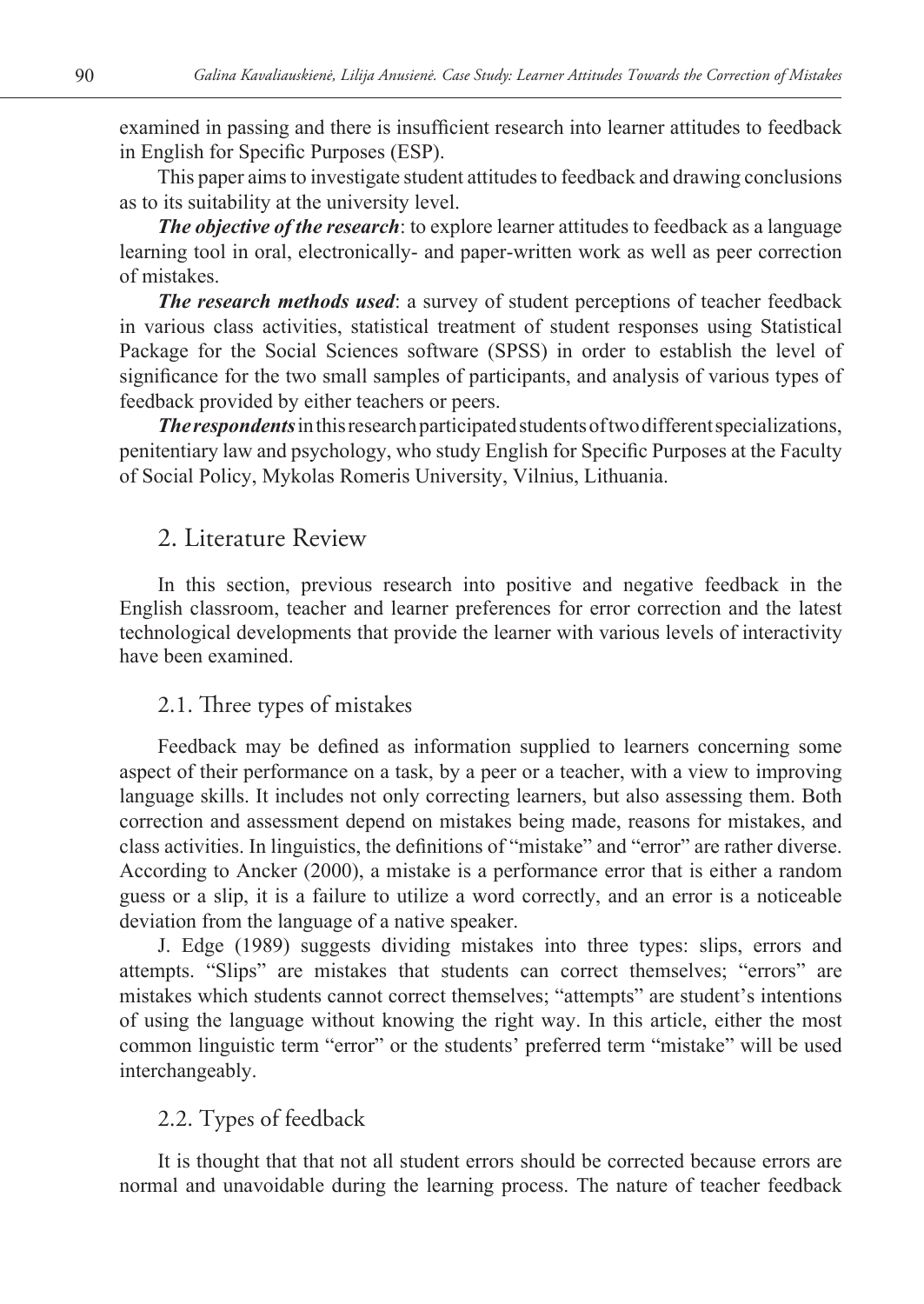examined in passing and there is insufficient research into learner attitudes to feedback in English for Specific Purposes (ESP).

This paper aims to investigate student attitudes to feedback and drawing conclusions as to its suitability at the university level.

***The objective of the research***: to explore learner attitudes to feedback as a language learning tool in oral, electronically- and paper-written work as well as peer correction of mistakes.

***The research methods used***: a survey of student perceptions of teacher feedback in various class activities, statistical treatment of student responses using Statistical Package for the Social Sciences software (SPSS) in order to establish the level of significance for the two small samples of participants, and analysis of various types of feedback provided by either teachers or peers.

***The respondents*** in this research participated students of two different specializations, penitentiary law and psychology, who study English for Specific Purposes at the Faculty of Social Policy, Mykolas Romeris University, Vilnius, Lithuania.

## 2. Literature Review

In this section, previous research into positive and negative feedback in the English classroom, teacher and learner preferences for error correction and the latest technological developments that provide the learner with various levels of interactivity have been examined.

### 2.1. Three types of mistakes

Feedback may be defined as information supplied to learners concerning some aspect of their performance on a task, by a peer or a teacher, with a view to improving language skills. It includes not only correcting learners, but also assessing them. Both correction and assessment depend on mistakes being made, reasons for mistakes, and class activities. In linguistics, the definitions of "mistake" and "error" are rather diverse. According to Ancker (2000), a mistake is a performance error that is either a random guess or a slip, it is a failure to utilize a word correctly, and an error is a noticeable deviation from the language of a native speaker.

J. Edge (1989) suggests dividing mistakes into three types: slips, errors and attempts. "Slips" are mistakes that students can correct themselves; "errors" are mistakes which students cannot correct themselves; "attempts" are student's intentions of using the language without knowing the right way. In this article, either the most common linguistic term "error" or the students' preferred term "mistake" will be used interchangeably.

### 2.2. Types of feedback

It is thought that that not all student errors should be corrected because errors are normal and unavoidable during the learning process. The nature of teacher feedback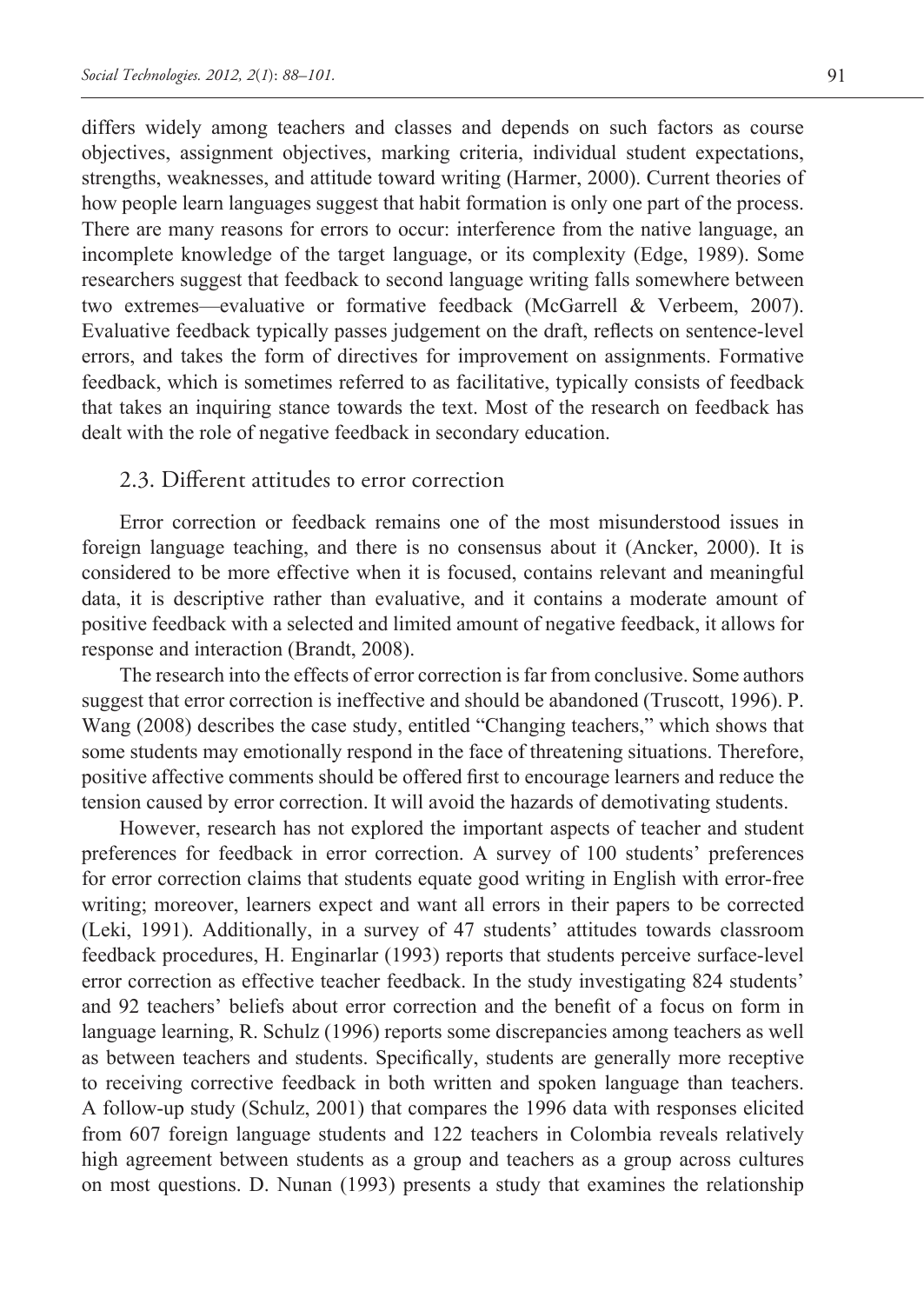differs widely among teachers and classes and depends on such factors as course objectives, assignment objectives, marking criteria, individual student expectations, strengths, weaknesses, and attitude toward writing (Harmer, 2000). Current theories of how people learn languages suggest that habit formation is only one part of the process. There are many reasons for errors to occur: interference from the native language, an incomplete knowledge of the target language, or its complexity (Edge, 1989). Some researchers suggest that feedback to second language writing falls somewhere between two extremes—evaluative or formative feedback (McGarrell & Verbeem, 2007). Evaluative feedback typically passes judgement on the draft, reflects on sentence-level errors, and takes the form of directives for improvement on assignments. Formative feedback, which is sometimes referred to as facilitative, typically consists of feedback that takes an inquiring stance towards the text. Most of the research on feedback has dealt with the role of negative feedback in secondary education.

### 2.3. Different attitudes to error correction

Error correction or feedback remains one of the most misunderstood issues in foreign language teaching, and there is no consensus about it (Ancker, 2000). It is considered to be more effective when it is focused, contains relevant and meaningful data, it is descriptive rather than evaluative, and it contains a moderate amount of positive feedback with a selected and limited amount of negative feedback, it allows for response and interaction (Brandt, 2008).

The research into the effects of error correction is far from conclusive. Some authors suggest that error correction is ineffective and should be abandoned (Truscott, 1996). P. Wang (2008) describes the case study, entitled "Changing teachers," which shows that some students may emotionally respond in the face of threatening situations. Therefore, positive affective comments should be offered first to encourage learners and reduce the tension caused by error correction. It will avoid the hazards of demotivating students.

However, research has not explored the important aspects of teacher and student preferences for feedback in error correction. A survey of 100 students' preferences for error correction claims that students equate good writing in English with error-free writing; moreover, learners expect and want all errors in their papers to be corrected (Leki, 1991). Additionally, in a survey of 47 students' attitudes towards classroom feedback procedures, H. Enginarlar (1993) reports that students perceive surface-level error correction as effective teacher feedback. In the study investigating 824 students' and 92 teachers' beliefs about error correction and the benefit of a focus on form in language learning, R. Schulz (1996) reports some discrepancies among teachers as well as between teachers and students. Specifically, students are generally more receptive to receiving corrective feedback in both written and spoken language than teachers. A follow-up study (Schulz, 2001) that compares the 1996 data with responses elicited from 607 foreign language students and 122 teachers in Colombia reveals relatively high agreement between students as a group and teachers as a group across cultures on most questions. D. Nunan (1993) presents a study that examines the relationship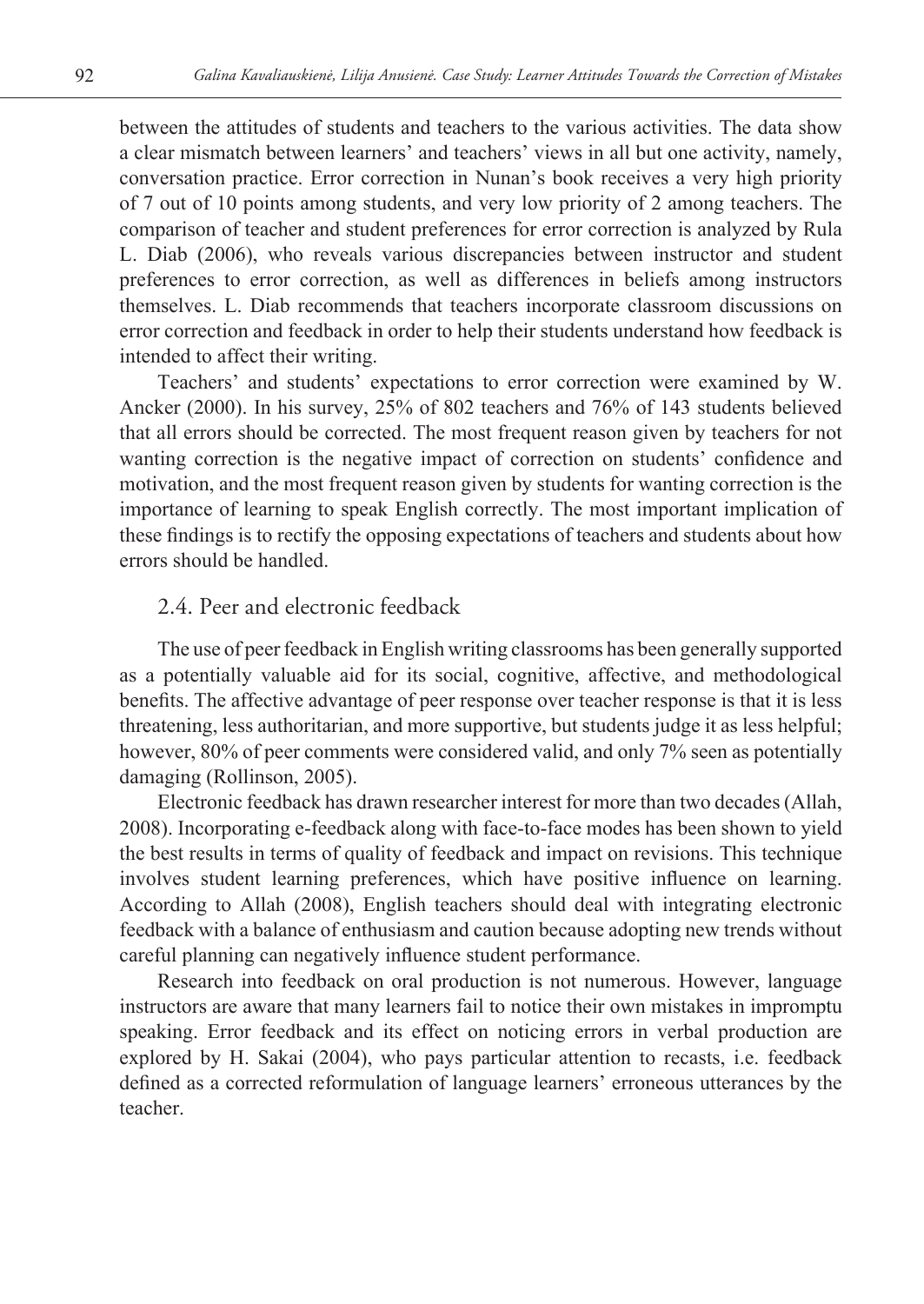between the attitudes of students and teachers to the various activities. The data show a clear mismatch between learners' and teachers' views in all but one activity, namely, conversation practice. Error correction in Nunan's book receives a very high priority of 7 out of 10 points among students, and very low priority of 2 among teachers. The comparison of teacher and student preferences for error correction is analyzed by Rula L. Diab (2006), who reveals various discrepancies between instructor and student preferences to error correction, as well as differences in beliefs among instructors themselves. L. Diab recommends that teachers incorporate classroom discussions on error correction and feedback in order to help their students understand how feedback is intended to affect their writing.

Teachers' and students' expectations to error correction were examined by W. Ancker (2000). In his survey, 25% of 802 teachers and 76% of 143 students believed that all errors should be corrected. The most frequent reason given by teachers for not wanting correction is the negative impact of correction on students' confidence and motivation, and the most frequent reason given by students for wanting correction is the importance of learning to speak English correctly. The most important implication of these findings is to rectify the opposing expectations of teachers and students about how errors should be handled.

### 2.4. Peer and electronic feedback

The use of peer feedback in English writing classrooms has been generally supported as a potentially valuable aid for its social, cognitive, affective, and methodological benefits. The affective advantage of peer response over teacher response is that it is less threatening, less authoritarian, and more supportive, but students judge it as less helpful; however, 80% of peer comments were considered valid, and only 7% seen as potentially damaging (Rollinson, 2005).

Electronic feedback has drawn researcher interest for more than two decades (Allah, 2008). Incorporating e-feedback along with face-to-face modes has been shown to yield the best results in terms of quality of feedback and impact on revisions. This technique involves student learning preferences, which have positive influence on learning. According to Allah (2008), English teachers should deal with integrating electronic feedback with a balance of enthusiasm and caution because adopting new trends without careful planning can negatively influence student performance.

Research into feedback on oral production is not numerous. However, language instructors are aware that many learners fail to notice their own mistakes in impromptu speaking. Error feedback and its effect on noticing errors in verbal production are explored by H. Sakai (2004), who pays particular attention to recasts, i.e. feedback defined as a corrected reformulation of language learners' erroneous utterances by the teacher.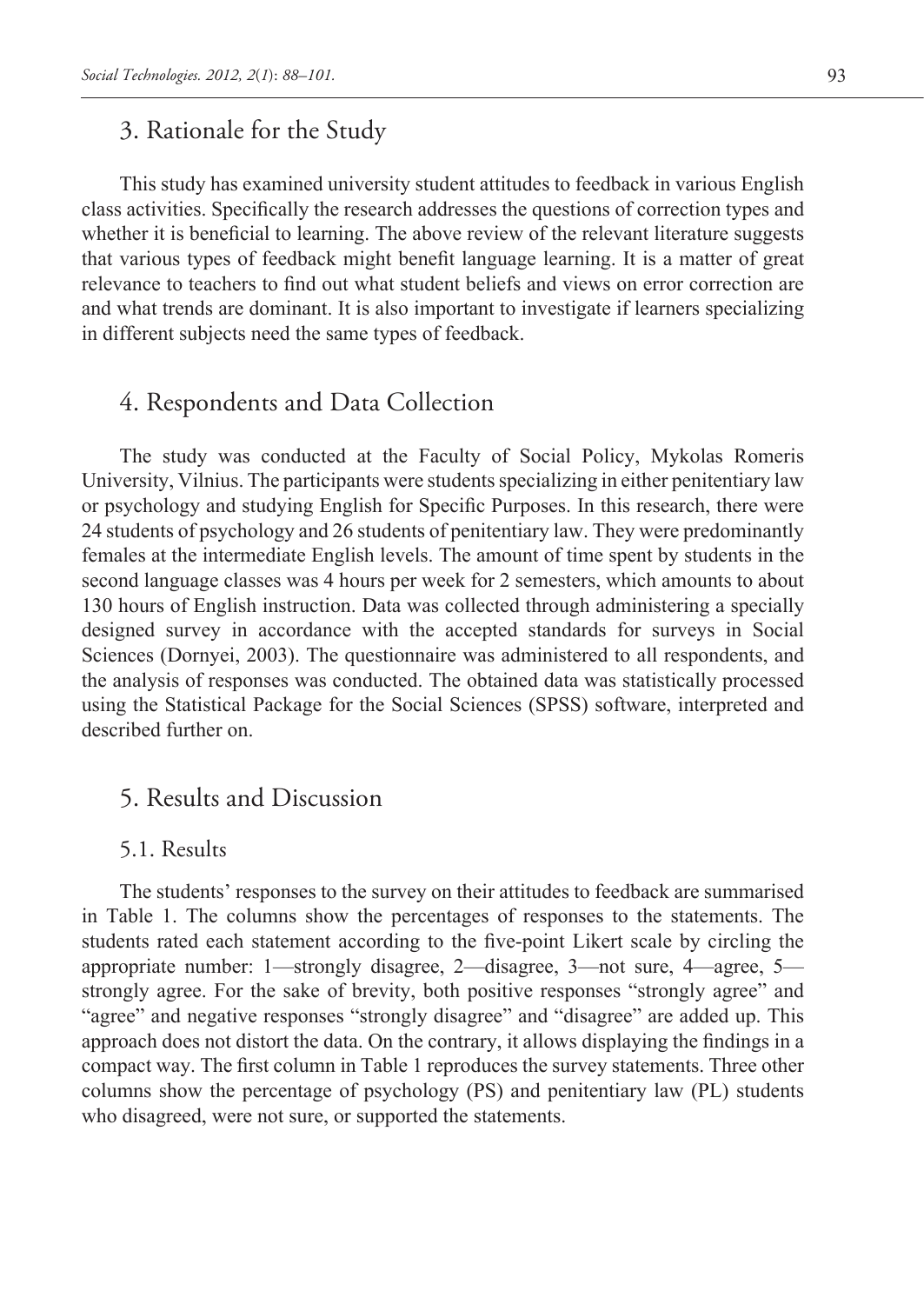## 3. Rationale for the Study

This study has examined university student attitudes to feedback in various English class activities. Specifically the research addresses the questions of correction types and whether it is beneficial to learning. The above review of the relevant literature suggests that various types of feedback might benefit language learning. It is a matter of great relevance to teachers to find out what student beliefs and views on error correction are and what trends are dominant. It is also important to investigate if learners specializing in different subjects need the same types of feedback.

## 4. Respondents and Data Collection

The study was conducted at the Faculty of Social Policy, Mykolas Romeris University, Vilnius. The participants were students specializing in either penitentiary law or psychology and studying English for Specific Purposes. In this research, there were 24 students of psychology and 26 students of penitentiary law. They were predominantly females at the intermediate English levels. The amount of time spent by students in the second language classes was 4 hours per week for 2 semesters, which amounts to about 130 hours of English instruction. Data was collected through administering a specially designed survey in accordance with the accepted standards for surveys in Social Sciences (Dornyei, 2003). The questionnaire was administered to all respondents, and the analysis of responses was conducted. The obtained data was statistically processed using the Statistical Package for the Social Sciences (SPSS) software, interpreted and described further on.

## 5. Results and Discussion

### 5.1. Results

The students' responses to the survey on their attitudes to feedback are summarised in Table 1. The columns show the percentages of responses to the statements. The students rated each statement according to the five-point Likert scale by circling the appropriate number: 1—strongly disagree, 2—disagree, 3—not sure, 4—agree, 5—strongly agree. For the sake of brevity, both positive responses "strongly agree" and "agree" and negative responses "strongly disagree" and "disagree" are added up. This approach does not distort the data. On the contrary, it allows displaying the findings in a compact way. The first column in Table 1 reproduces the survey statements. Three other columns show the percentage of psychology (PS) and penitentiary law (PL) students who disagreed, were not sure, or supported the statements.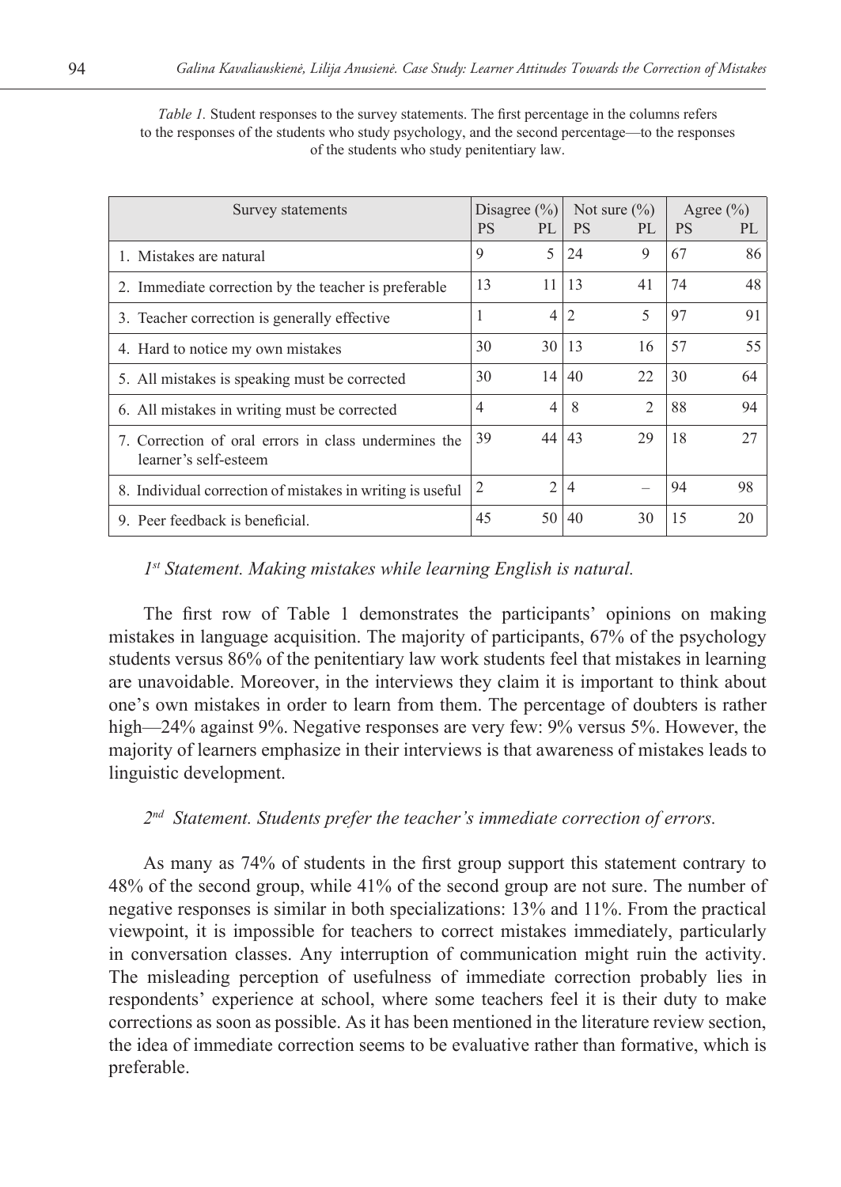*Table 1.* Student responses to the survey statements. The first percentage in the columns refers to the responses of the students who study psychology, and the second percentage—to the responses of the students who study penitentiary law.

| Survey statements | Disagree (%) | | Not sure (%) | | Agree (%) | |
|---|---|---|---|---|---|---|
| | PS | PL | PS | PL | PS | PL |
| 1. Mistakes are natural | 9 | 5 | 24 | 9 | 67 | 86 |
| 2. Immediate correction by the teacher is preferable | 13 | 11 | 13 | 41 | 74 | 48 |
| 3. Teacher correction is generally effective | 1 | 4 | 2 | 5 | 97 | 91 |
| 4. Hard to notice my own mistakes | 30 | 30 | 13 | 16 | 57 | 55 |
| 5. All mistakes is speaking must be corrected | 30 | 14 | 40 | 22 | 30 | 64 |
| 6. All mistakes in writing must be corrected | 4 | 4 | 8 | 2 | 88 | 94 |
| 7. Correction of oral errors in class undermines the learner's self-esteem | 39 | 44 | 43 | 29 | 18 | 27 |
| 8. Individual correction of mistakes in writing is useful | 2 | 2 | 4 | – | 94 | 98 |
| 9. Peer feedback is beneficial. | 45 | 50 | 40 | 30 | 15 | 20 |

*1st Statement. Making mistakes while learning English is natural.*

The first row of Table 1 demonstrates the participants' opinions on making mistakes in language acquisition. The majority of participants, 67% of the psychology students versus 86% of the penitentiary law work students feel that mistakes in learning are unavoidable. Moreover, in the interviews they claim it is important to think about one's own mistakes in order to learn from them. The percentage of doubters is rather high—24% against 9%. Negative responses are very few: 9% versus 5%. However, the majority of learners emphasize in their interviews is that awareness of mistakes leads to linguistic development.

*2nd Statement. Students prefer the teacher's immediate correction of errors.*

As many as 74% of students in the first group support this statement contrary to 48% of the second group, while 41% of the second group are not sure. The number of negative responses is similar in both specializations: 13% and 11%. From the practical viewpoint, it is impossible for teachers to correct mistakes immediately, particularly in conversation classes. Any interruption of communication might ruin the activity. The misleading perception of usefulness of immediate correction probably lies in respondents' experience at school, where some teachers feel it is their duty to make corrections as soon as possible. As it has been mentioned in the literature review section, the idea of immediate correction seems to be evaluative rather than formative, which is preferable.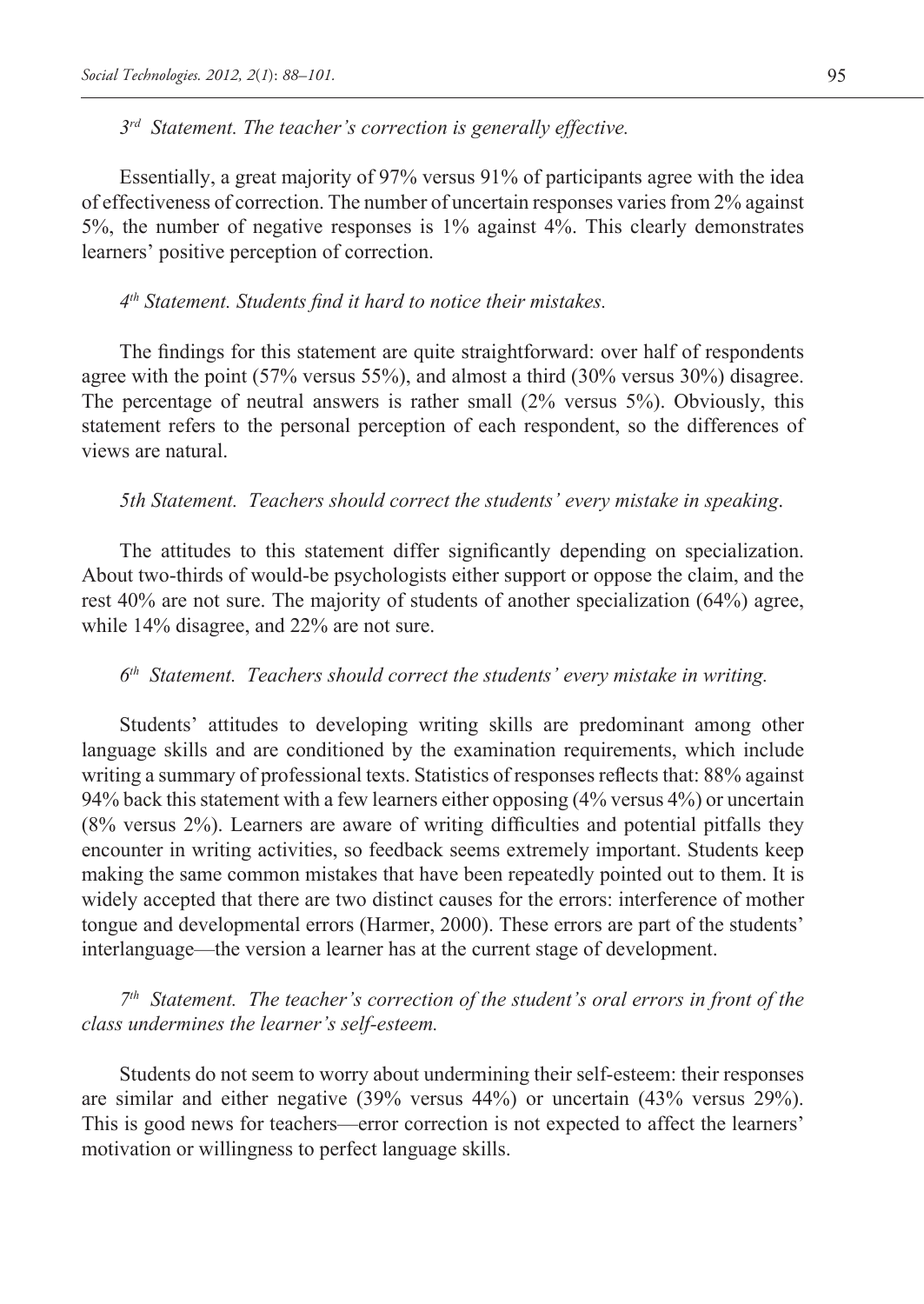*3rd Statement. The teacher's correction is generally effective.*

Essentially, a great majority of 97% versus 91% of participants agree with the idea of effectiveness of correction. The number of uncertain responses varies from 2% against 5%, the number of negative responses is 1% against 4%. This clearly demonstrates learners' positive perception of correction.

*4th Statement. Students find it hard to notice their mistakes.*

The findings for this statement are quite straightforward: over half of respondents agree with the point (57% versus 55%), and almost a third (30% versus 30%) disagree. The percentage of neutral answers is rather small (2% versus 5%). Obviously, this statement refers to the personal perception of each respondent, so the differences of views are natural.

*5th Statement. Teachers should correct the students' every mistake in speaking.*

The attitudes to this statement differ significantly depending on specialization. About two-thirds of would-be psychologists either support or oppose the claim, and the rest 40% are not sure. The majority of students of another specialization (64%) agree, while 14% disagree, and 22% are not sure.

*6th Statement. Teachers should correct the students' every mistake in writing.*

Students' attitudes to developing writing skills are predominant among other language skills and are conditioned by the examination requirements, which include writing a summary of professional texts. Statistics of responses reflects that: 88% against 94% back this statement with a few learners either opposing (4% versus 4%) or uncertain (8% versus 2%). Learners are aware of writing difficulties and potential pitfalls they encounter in writing activities, so feedback seems extremely important. Students keep making the same common mistakes that have been repeatedly pointed out to them. It is widely accepted that there are two distinct causes for the errors: interference of mother tongue and developmental errors (Harmer, 2000). These errors are part of the students' interlanguage—the version a learner has at the current stage of development.

*7th Statement. The teacher's correction of the student's oral errors in front of the class undermines the learner's self-esteem.*

Students do not seem to worry about undermining their self-esteem: their responses are similar and either negative (39% versus 44%) or uncertain (43% versus 29%). This is good news for teachers—error correction is not expected to affect the learners' motivation or willingness to perfect language skills.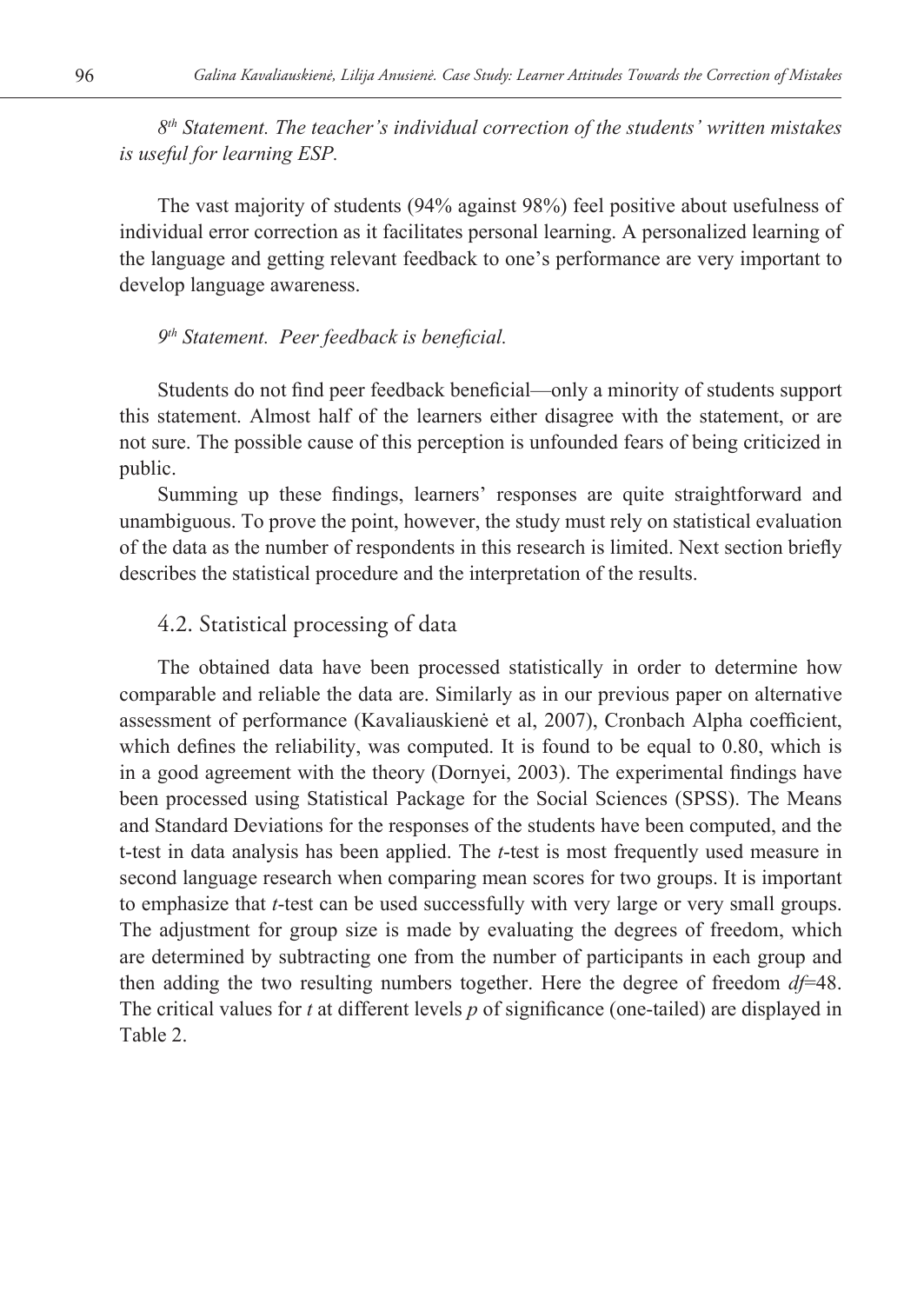*8th Statement. The teacher's individual correction of the students' written mistakes is useful for learning ESP.*

The vast majority of students (94% against 98%) feel positive about usefulness of individual error correction as it facilitates personal learning. A personalized learning of the language and getting relevant feedback to one's performance are very important to develop language awareness.

*9th Statement. Peer feedback is beneficial.*

Students do not find peer feedback beneficial—only a minority of students support this statement. Almost half of the learners either disagree with the statement, or are not sure. The possible cause of this perception is unfounded fears of being criticized in public.

Summing up these findings, learners' responses are quite straightforward and unambiguous. To prove the point, however, the study must rely on statistical evaluation of the data as the number of respondents in this research is limited. Next section briefly describes the statistical procedure and the interpretation of the results.

## 4.2. Statistical processing of data

The obtained data have been processed statistically in order to determine how comparable and reliable the data are. Similarly as in our previous paper on alternative assessment of performance (Kavaliauskienė et al, 2007), Cronbach Alpha coefficient, which defines the reliability, was computed. It is found to be equal to 0.80, which is in a good agreement with the theory (Dornyei, 2003). The experimental findings have been processed using Statistical Package for the Social Sciences (SPSS). The Means and Standard Deviations for the responses of the students have been computed, and the t-test in data analysis has been applied. The *t*-test is most frequently used measure in second language research when comparing mean scores for two groups. It is important to emphasize that *t*-test can be used successfully with very large or very small groups. The adjustment for group size is made by evaluating the degrees of freedom, which are determined by subtracting one from the number of participants in each group and then adding the two resulting numbers together. Here the degree of freedom $df=48$. The critical values for $t$ at different levels $p$ of significance (one-tailed) are displayed in Table 2.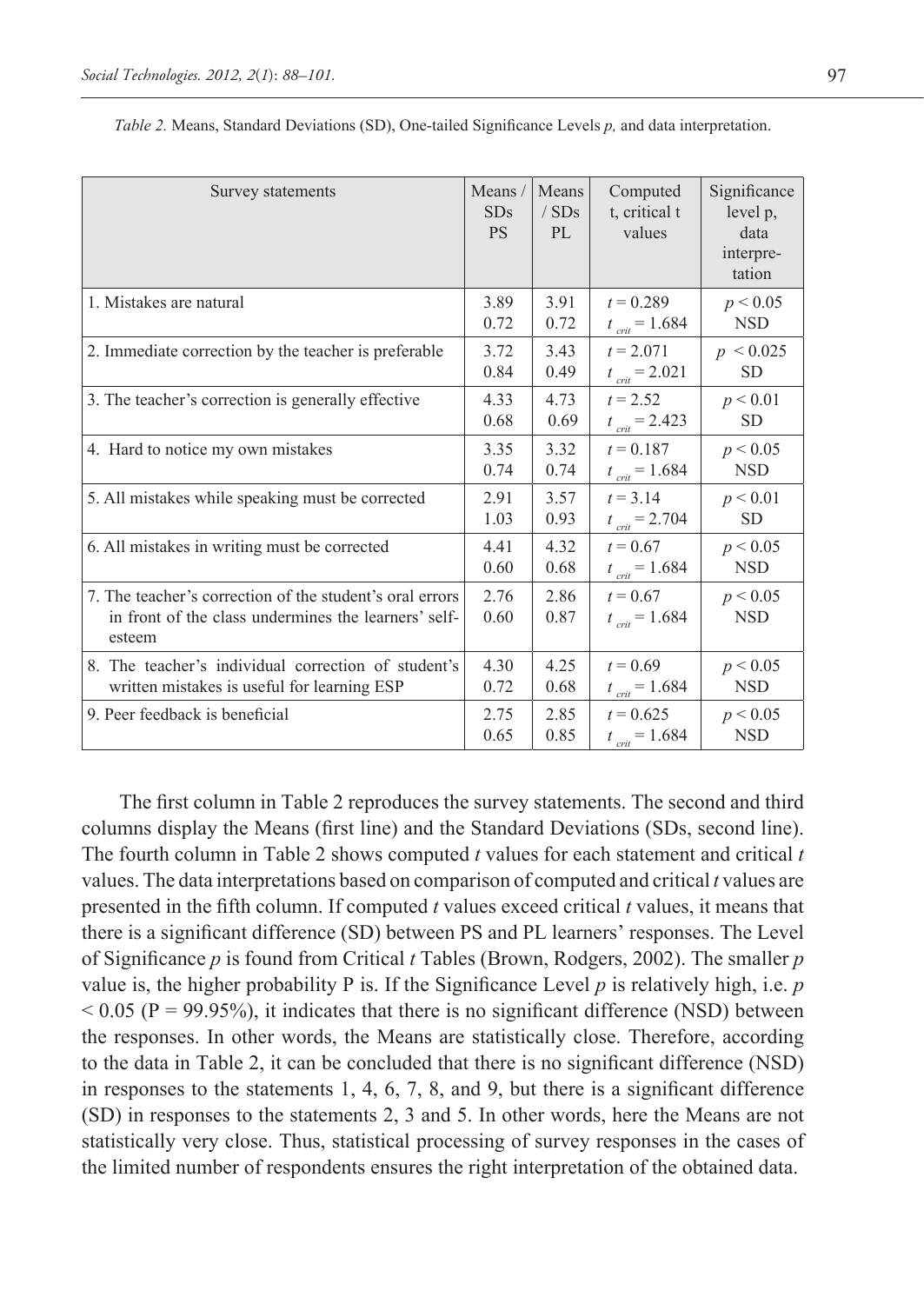*Table 2.* Means, Standard Deviations (SD), One-tailed Significance Levels *p,* and data interpretation.

| Survey statements | Means / SDs PS | Means / SDs PL | Computed t, critical t values | Significance level p, data interpretation |
|---|---|---|---|---|
| 1. Mistakes are natural | 3.89<br>0.72 | 3.91<br>0.72 | $t = 0.289$<br>$t_{crit} = 1.684$ | $p < 0.05$<br>NSD |
| 2. Immediate correction by the teacher is preferable | 3.72<br>0.84 | 3.43<br>0.49 | $t = 2.071$<br>$t_{crit} = 2.021$ | $p < 0.025$<br>SD |
| 3. The teacher's correction is generally effective | 4.33<br>0.68 | 4.73<br>0.69 | $t = 2.52$<br>$t_{crit} = 2.423$ | $p < 0.01$<br>SD |
| 4. Hard to notice my own mistakes | 3.35<br>0.74 | 3.32<br>0.74 | $t = 0.187$<br>$t_{crit} = 1.684$ | $p < 0.05$<br>NSD |
| 5. All mistakes while speaking must be corrected | 2.91<br>1.03 | 3.57<br>0.93 | $t = 3.14$<br>$t_{crit} = 2.704$ | $p < 0.01$<br>SD |
| 6. All mistakes in writing must be corrected | 4.41<br>0.60 | 4.32<br>0.68 | $t = 0.67$<br>$t_{crit} = 1.684$ | $p < 0.05$<br>NSD |
| 7. The teacher's correction of the student's oral errors in front of the class undermines the learners' self-esteem | 2.76<br>0.60 | 2.86<br>0.87 | $t = 0.67$<br>$t_{crit} = 1.684$ | $p < 0.05$<br>NSD |
| 8. The teacher's individual correction of student's written mistakes is useful for learning ESP | 4.30<br>0.72 | 4.25<br>0.68 | $t = 0.69$<br>$t_{crit} = 1.684$ | $p < 0.05$<br>NSD |
| 9. Peer feedback is beneficial | 2.75<br>0.65 | 2.85<br>0.85 | $t = 0.625$<br>$t_{crit} = 1.684$ | $p < 0.05$<br>NSD |

The first column in Table 2 reproduces the survey statements. The second and third columns display the Means (first line) and the Standard Deviations (SDs, second line). The fourth column in Table 2 shows computed *t* values for each statement and critical *t* values. The data interpretations based on comparison of computed and critical *t* values are presented in the fifth column. If computed *t* values exceed critical *t* values, it means that there is a significant difference (SD) between PS and PL learners' responses. The Level of Significance *p* is found from Critical *t* Tables (Brown, Rodgers, 2002). The smaller *p* value is, the higher probability P is. If the Significance Level *p* is relatively high, i.e. $p < 0.05$ ($P = 99.95\%$), it indicates that there is no significant difference (NSD) between the responses. In other words, the Means are statistically close. Therefore, according to the data in Table 2, it can be concluded that there is no significant difference (NSD) in responses to the statements 1, 4, 6, 7, 8, and 9, but there is a significant difference (SD) in responses to the statements 2, 3 and 5. In other words, here the Means are not statistically very close. Thus, statistical processing of survey responses in the cases of the limited number of respondents ensures the right interpretation of the obtained data.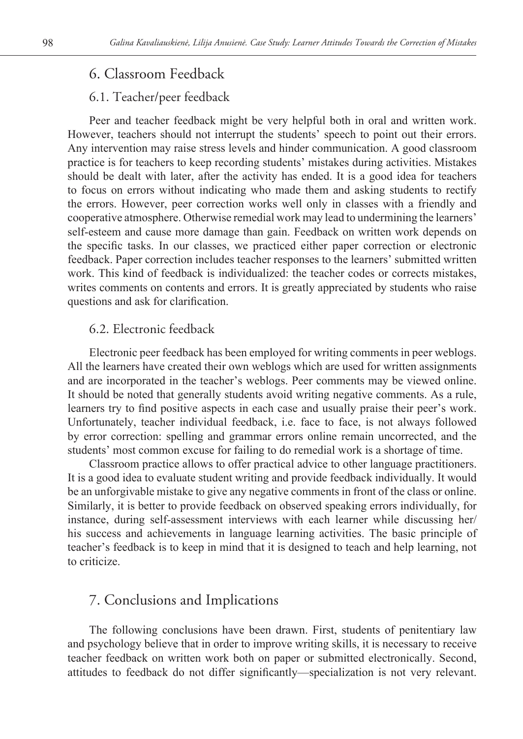## 6. Classroom Feedback

### 6.1. Teacher/peer feedback

Peer and teacher feedback might be very helpful both in oral and written work. However, teachers should not interrupt the students' speech to point out their errors. Any intervention may raise stress levels and hinder communication. A good classroom practice is for teachers to keep recording students' mistakes during activities. Mistakes should be dealt with later, after the activity has ended. It is a good idea for teachers to focus on errors without indicating who made them and asking students to rectify the errors. However, peer correction works well only in classes with a friendly and cooperative atmosphere. Otherwise remedial work may lead to undermining the learners' self-esteem and cause more damage than gain. Feedback on written work depends on the specific tasks. In our classes, we practiced either paper correction or electronic feedback. Paper correction includes teacher responses to the learners' submitted written work. This kind of feedback is individualized: the teacher codes or corrects mistakes, writes comments on contents and errors. It is greatly appreciated by students who raise questions and ask for clarification.

### 6.2. Electronic feedback

Electronic peer feedback has been employed for writing comments in peer weblogs. All the learners have created their own weblogs which are used for written assignments and are incorporated in the teacher's weblogs. Peer comments may be viewed online. It should be noted that generally students avoid writing negative comments. As a rule, learners try to find positive aspects in each case and usually praise their peer's work. Unfortunately, teacher individual feedback, i.e. face to face, is not always followed by error correction: spelling and grammar errors online remain uncorrected, and the students' most common excuse for failing to do remedial work is a shortage of time.

Classroom practice allows to offer practical advice to other language practitioners. It is a good idea to evaluate student writing and provide feedback individually. It would be an unforgivable mistake to give any negative comments in front of the class or online. Similarly, it is better to provide feedback on observed speaking errors individually, for instance, during self-assessment interviews with each learner while discussing her/his success and achievements in language learning activities. The basic principle of teacher's feedback is to keep in mind that it is designed to teach and help learning, not to criticize.

## 7. Conclusions and Implications

The following conclusions have been drawn. First, students of penitentiary law and psychology believe that in order to improve writing skills, it is necessary to receive teacher feedback on written work both on paper or submitted electronically. Second, attitudes to feedback do not differ significantly—specialization is not very relevant.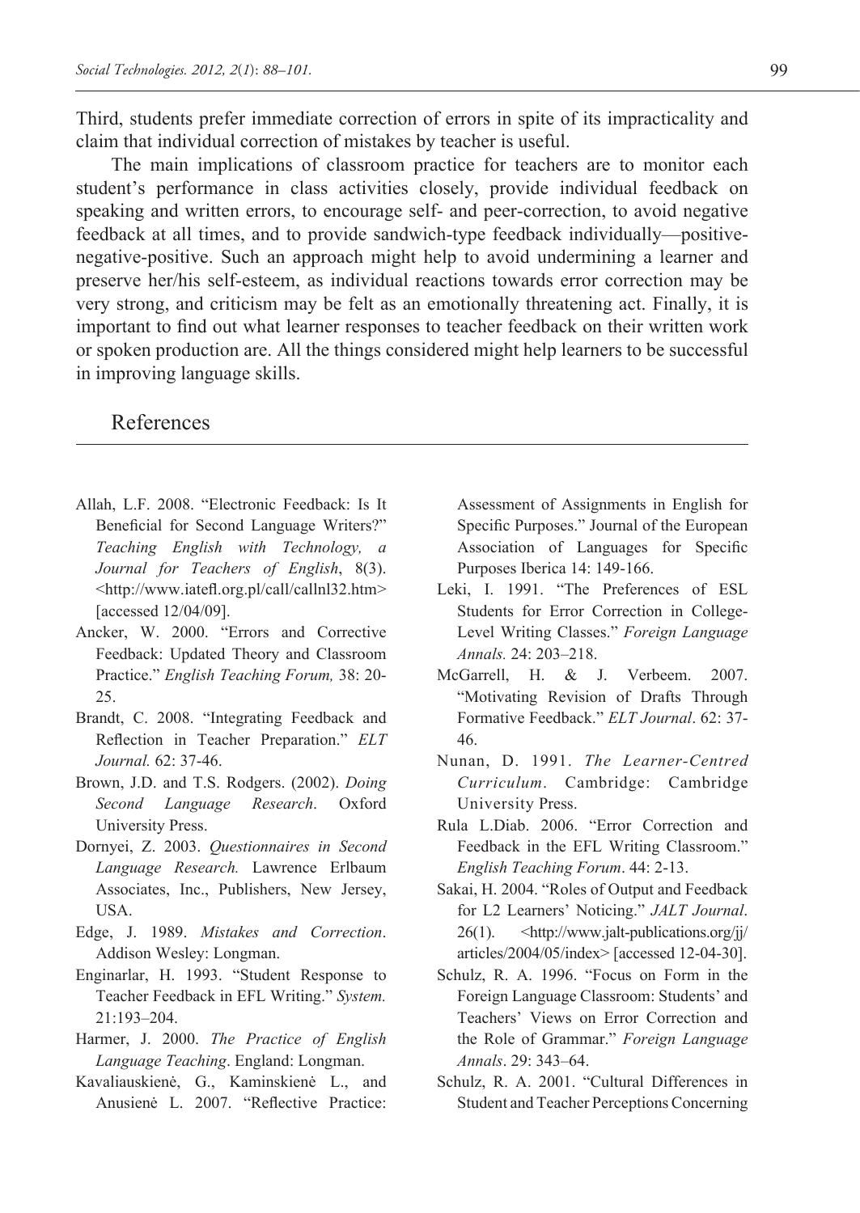Third, students prefer immediate correction of errors in spite of its impracticality and claim that individual correction of mistakes by teacher is useful.

The main implications of classroom practice for teachers are to monitor each student's performance in class activities closely, provide individual feedback on speaking and written errors, to encourage self- and peer-correction, to avoid negative feedback at all times, and to provide sandwich-type feedback individually—positive-negative-positive. Such an approach might help to avoid undermining a learner and preserve her/his self-esteem, as individual reactions towards error correction may be very strong, and criticism may be felt as an emotionally threatening act. Finally, it is important to find out what learner responses to teacher feedback on their written work or spoken production are. All the things considered might help learners to be successful in improving language skills.

## References

Allah, L.F. 2008. "Electronic Feedback: Is It Beneficial for Second Language Writers?" *Teaching English with Technology, a Journal for Teachers of English*, 8(3). <http://www.iatefl.org.pl/call/callnl32.htm> [accessed 12/04/09].

Ancker, W. 2000. "Errors and Corrective Feedback: Updated Theory and Classroom Practice." *English Teaching Forum,* 38: 20-25.

Brandt, C. 2008. "Integrating Feedback and Reflection in Teacher Preparation." *ELT Journal.* 62: 37-46.

Brown, J.D. and T.S. Rodgers. (2002). *Doing Second Language Research*. Oxford University Press.

Dornyei, Z. 2003. *Questionnaires in Second Language Research.* Lawrence Erlbaum Associates, Inc., Publishers, New Jersey, USA.

Edge, J. 1989. *Mistakes and Correction*. Addison Wesley: Longman.

Enginarlar, H. 1993. "Student Response to Teacher Feedback in EFL Writing." *System.* 21:193–204.

Harmer, J. 2000. *The Practice of English Language Teaching*. England: Longman.

Kavaliauskienė, G., Kaminskienė L., and Anusienė L. 2007. "Reflective Practice: Assessment of Assignments in English for Specific Purposes." Journal of the European Association of Languages for Specific Purposes Iberica 14: 149-166.

Leki, I. 1991. "The Preferences of ESL Students for Error Correction in College-Level Writing Classes." *Foreign Language Annals.* 24: 203–218.

McGarrell, H. & J. Verbeem. 2007. "Motivating Revision of Drafts Through Formative Feedback." *ELT Journal*. 62: 37-46.

Nunan, D. 1991. *The Learner-Centred Curriculum*. Cambridge: Cambridge University Press.

Rula L.Diab. 2006. "Error Correction and Feedback in the EFL Writing Classroom." *English Teaching Forum*. 44: 2-13.

Sakai, H. 2004. "Roles of Output and Feedback for L2 Learners' Noticing." *JALT Journal*. 26(1). <http://www.jalt-publications.org/jj/articles/2004/05/index> [accessed 12-04-30].

Schulz, R. A. 1996. "Focus on Form in the Foreign Language Classroom: Students' and Teachers' Views on Error Correction and the Role of Grammar." *Foreign Language Annals*. 29: 343–64.

Schulz, R. A. 2001. "Cultural Differences in Student and Teacher Perceptions Concerning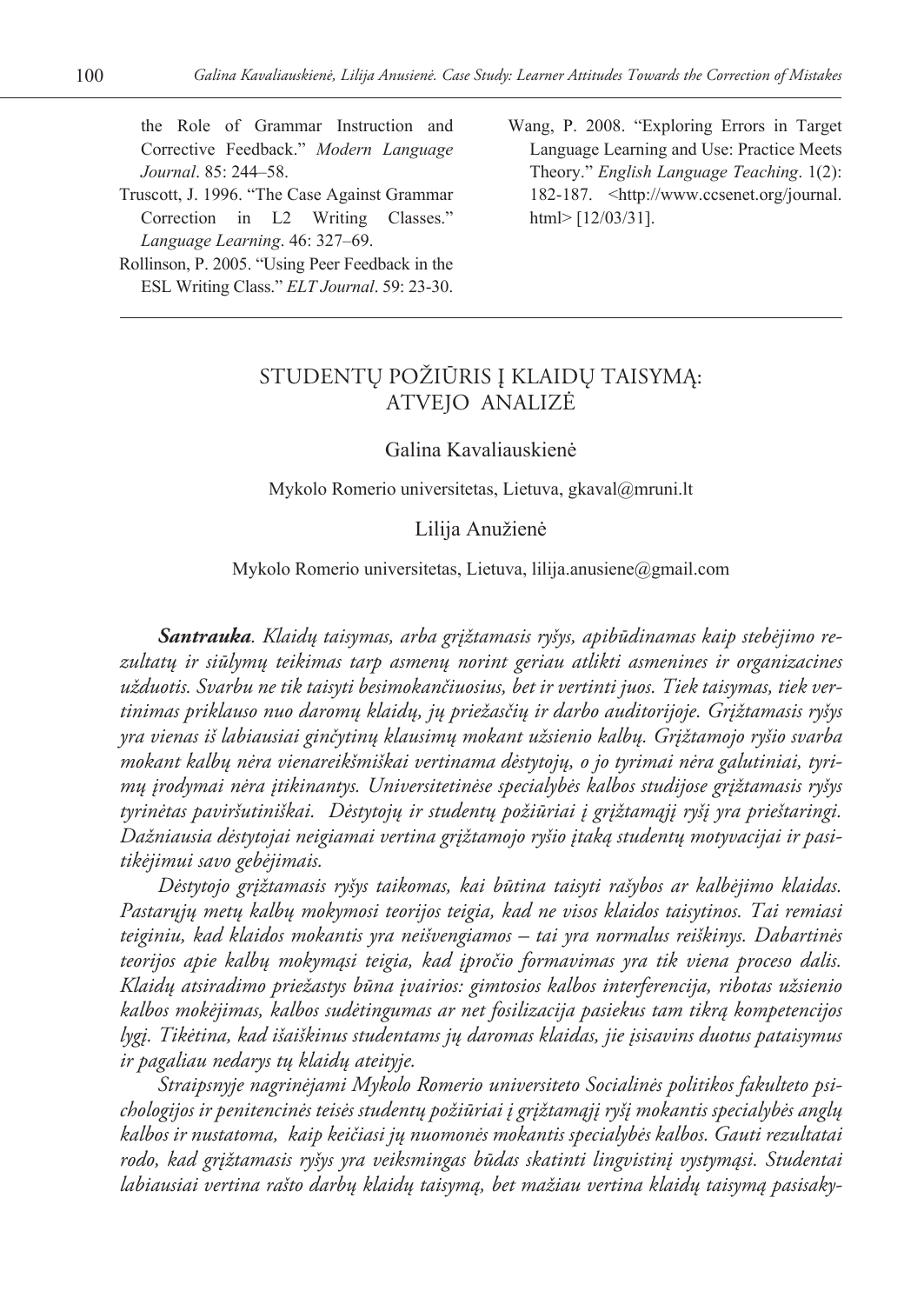the Role of Grammar Instruction and Corrective Feedback." *Modern Language Journal*. 85: 244–58.

Truscott, J. 1996. "The Case Against Grammar Correction in L2 Writing Classes." *Language Learning*. 46: 327–69.

Rollinson, P. 2005. "Using Peer Feedback in the ESL Writing Class." *ELT Journal*. 59: 23-30.

Wang, P. 2008. "Exploring Errors in Target Language Learning and Use: Practice Meets Theory." *English Language Teaching*. 1(2): 182-187. <http://www.ccsenet.org/journal.html> [12/03/31].

# STUDENTŲ POŽIŪRIS Į KLAIDŲ TAISYMĄ: ATVEJO ANALIZĖ

Galina Kavaliauskienė

Mykolo Romerio universitetas, Lietuva, gkaval@mruni.lt

Lilija Anužienė

Mykolo Romerio universitetas, Lietuva, lilija.anusiene@gmail.com

***Santrauka****. Klaidų taisymas, arba grįžtamasis ryšys, apibūdinamas kaip stebėjimo rezultatų ir siūlymų teikimas tarp asmenų norint geriau atlikti asmenines ir organizacines užduotis. Svarbu ne tik taisyti besimokančiuosius, bet ir vertinti juos. Tiek taisymas, tiek vertinimas priklauso nuo daromų klaidų, jų priežasčių ir darbo auditorijoje. Grįžtamasis ryšys yra vienas iš labiausiai ginčytinų klausimų mokant užsienio kalbų. Grįžtamojo ryšio svarba mokant kalbų nėra vienareikšmiškai vertinama dėstytojų, o jo tyrimai nėra galutiniai, tyrimų įrodymai nėra įtikinantys. Universitetinėse specialybės kalbos studijose grįžtamasis ryšys tyrinėtas paviršutiniškai. Dėstytojų ir studentų požiūriai į grįžtamąjį ryšį yra prieštaringi. Dažniausia dėstytojai neigiamai vertina grįžtamojo ryšio įtaką studentų motyvacijai ir pasitikėjimui savo gebėjimais.*

*Dėstytojo grįžtamasis ryšys taikomas, kai būtina taisyti rašybos ar kalbėjimo klaidas. Pastarųjų metų kalbų mokymosi teorijos teigia, kad ne visos klaidos taisytinos. Tai remiasi teiginiu, kad klaidos mokantis yra neišvengiamos – tai yra normalus reiškinys. Dabartinės teorijos apie kalbų mokymąsi teigia, kad įpročio formavimas yra tik viena proceso dalis. Klaidų atsiradimo priežastys būna įvairios: gimtosios kalbos interferencija, ribotas užsienio kalbos mokėjimas, kalbos sudėtingumas ar net fosilizacija pasiekus tam tikrą kompetencijos lygį. Tikėtina, kad išaiškinus studentams jų daromas klaidas, jie įsisavins duotus pataisymus ir pagaliau nedarys tų klaidų ateityje.*

*Straipsnyje nagrinėjami Mykolo Romerio universiteto Socialinės politikos fakulteto psichologijos ir penitencinės teisės studentų požiūriai į grįžtamąjį ryšį mokantis specialybės anglų kalbos ir nustatoma, kaip keičiasi jų nuomonės mokantis specialybės kalbos. Gauti rezultatai rodo, kad grįžtamasis ryšys yra veiksmingas būdas skatinti lingvistinį vystymąsi. Studentai labiausiai vertina rašto darbų klaidų taisymą, bet mažiau vertina klaidų taisymą pasisaky-*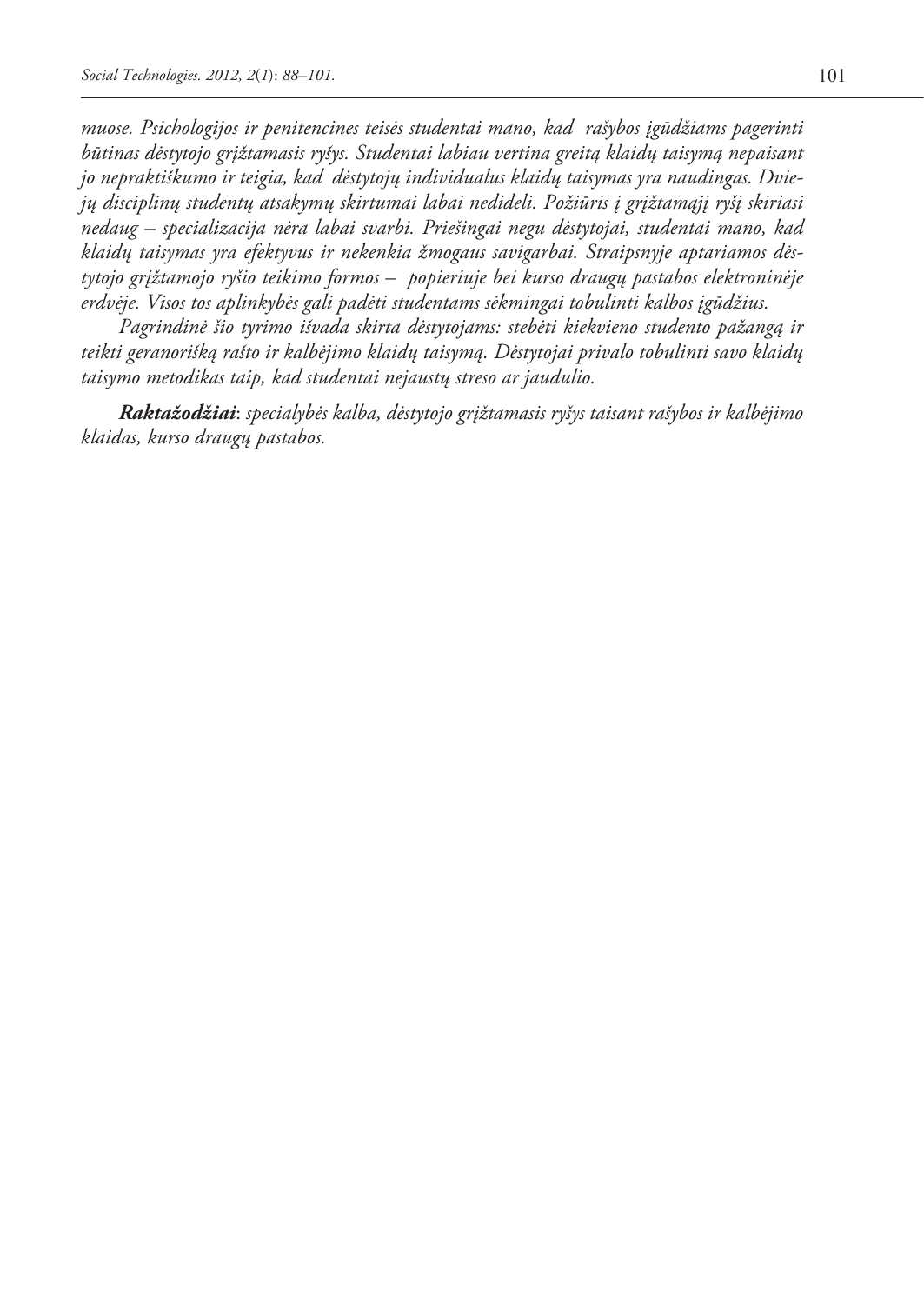*muose. Psichologijos ir penitencines teisės studentai mano, kad rašybos įgūdžiams pagerinti būtinas dėstytojo grįžtamasis ryšys. Studentai labiau vertina greitą klaidų taisymą nepaisant jo nepraktiškumo ir teigia, kad dėstytojų individualus klaidų taisymas yra naudingas. Dviejų disciplinų studentų atsakymų skirtumai labai nedideli. Požiūris į grįžtamąjį ryšį skiriasi nedaug – specializacija nėra labai svarbi. Priešingai negu dėstytojai, studentai mano, kad klaidų taisymas yra efektyvus ir nekenkia žmogaus savigarbai. Straipsnyje aptariamos dėstytojo grįžtamojo ryšio teikimo formos – popieriuje bei kurso draugų pastabos elektroninėje erdvėje. Visos tos aplinkybės gali padėti studentams sėkmingai tobulinti kalbos įgūdžius.*

*Pagrindinė šio tyrimo išvada skirta dėstytojams: stebėti kiekvieno studento pažangą ir teikti geranorišką rašto ir kalbėjimo klaidų taisymą. Dėstytojai privalo tobulinti savo klaidų taisymo metodikas taip, kad studentai nejaustų streso ar jaudulio.*

***Raktažodžiai***: *specialybės kalba, dėstytojo grįžtamasis ryšys taisant rašybos ir kalbėjimo klaidas, kurso draugų pastabos.*